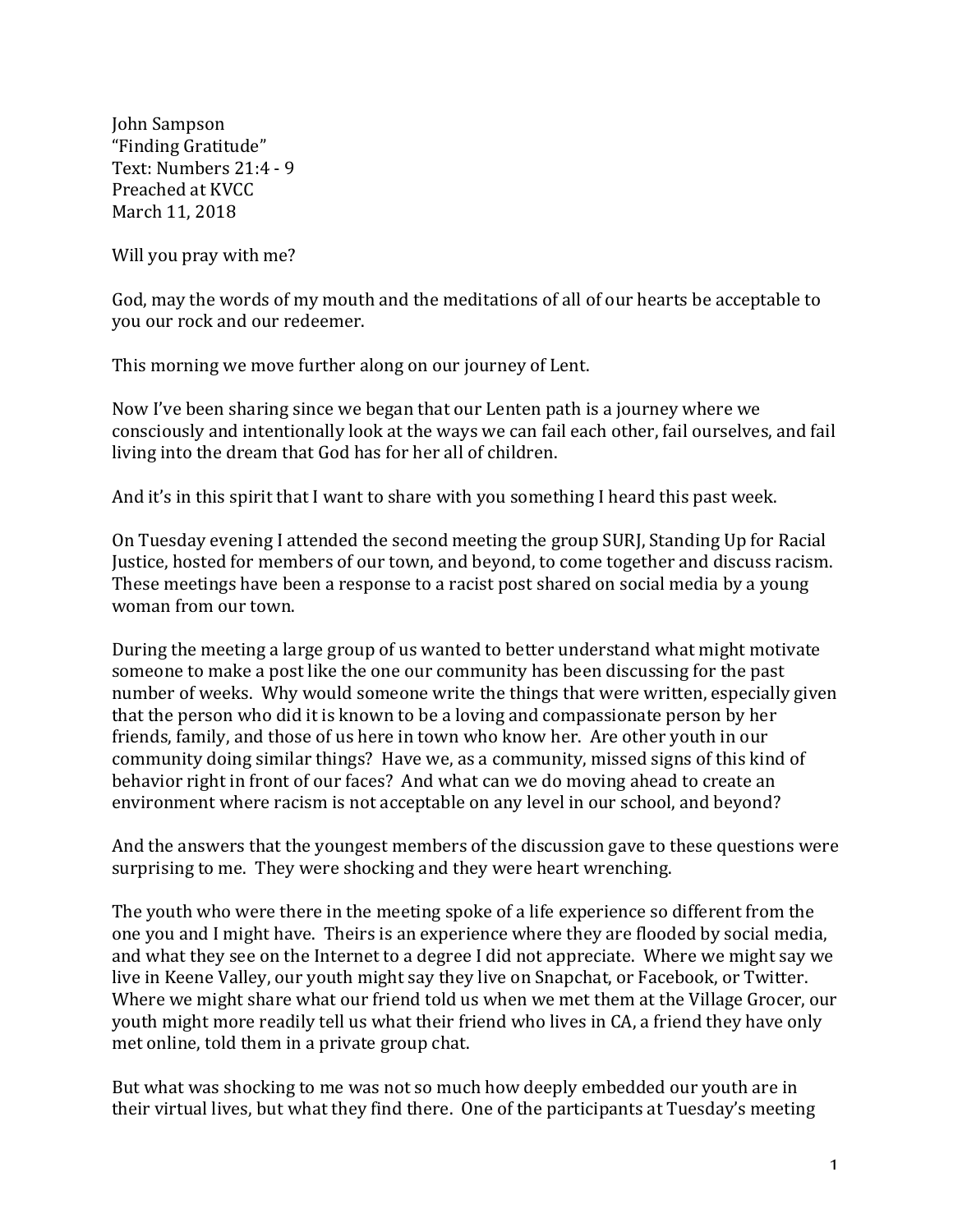John Sampson
"Finding Gratitude"
Text: Numbers 21:4 - 9
Preached at KVCC
March 11, 2018

Will you pray with me?

God, may the words of my mouth and the meditations of all of our hearts be acceptable to you our rock and our redeemer.

This morning we move further along on our journey of Lent.

Now I've been sharing since we began that our Lenten path is a journey where we consciously and intentionally look at the ways we can fail each other, fail ourselves, and fail living into the dream that God has for her all of children.

And it's in this spirit that I want to share with you something I heard this past week.

On Tuesday evening I attended the second meeting the group SURJ, Standing Up for Racial Justice, hosted for members of our town, and beyond, to come together and discuss racism. These meetings have been a response to a racist post shared on social media by a young woman from our town.

During the meeting a large group of us wanted to better understand what might motivate someone to make a post like the one our community has been discussing for the past number of weeks. Why would someone write the things that were written, especially given that the person who did it is known to be a loving and compassionate person by her friends, family, and those of us here in town who know her. Are other youth in our community doing similar things? Have we, as a community, missed signs of this kind of behavior right in front of our faces? And what can we do moving ahead to create an environment where racism is not acceptable on any level in our school, and beyond?

And the answers that the youngest members of the discussion gave to these questions were surprising to me. They were shocking and they were heart wrenching.

The youth who were there in the meeting spoke of a life experience so different from the one you and I might have. Theirs is an experience where they are flooded by social media, and what they see on the Internet to a degree I did not appreciate. Where we might say we live in Keene Valley, our youth might say they live on Snapchat, or Facebook, or Twitter. Where we might share what our friend told us when we met them at the Village Grocer, our youth might more readily tell us what their friend who lives in CA, a friend they have only met online, told them in a private group chat.

But what was shocking to me was not so much how deeply embedded our youth are in their virtual lives, but what they find there. One of the participants at Tuesday's meeting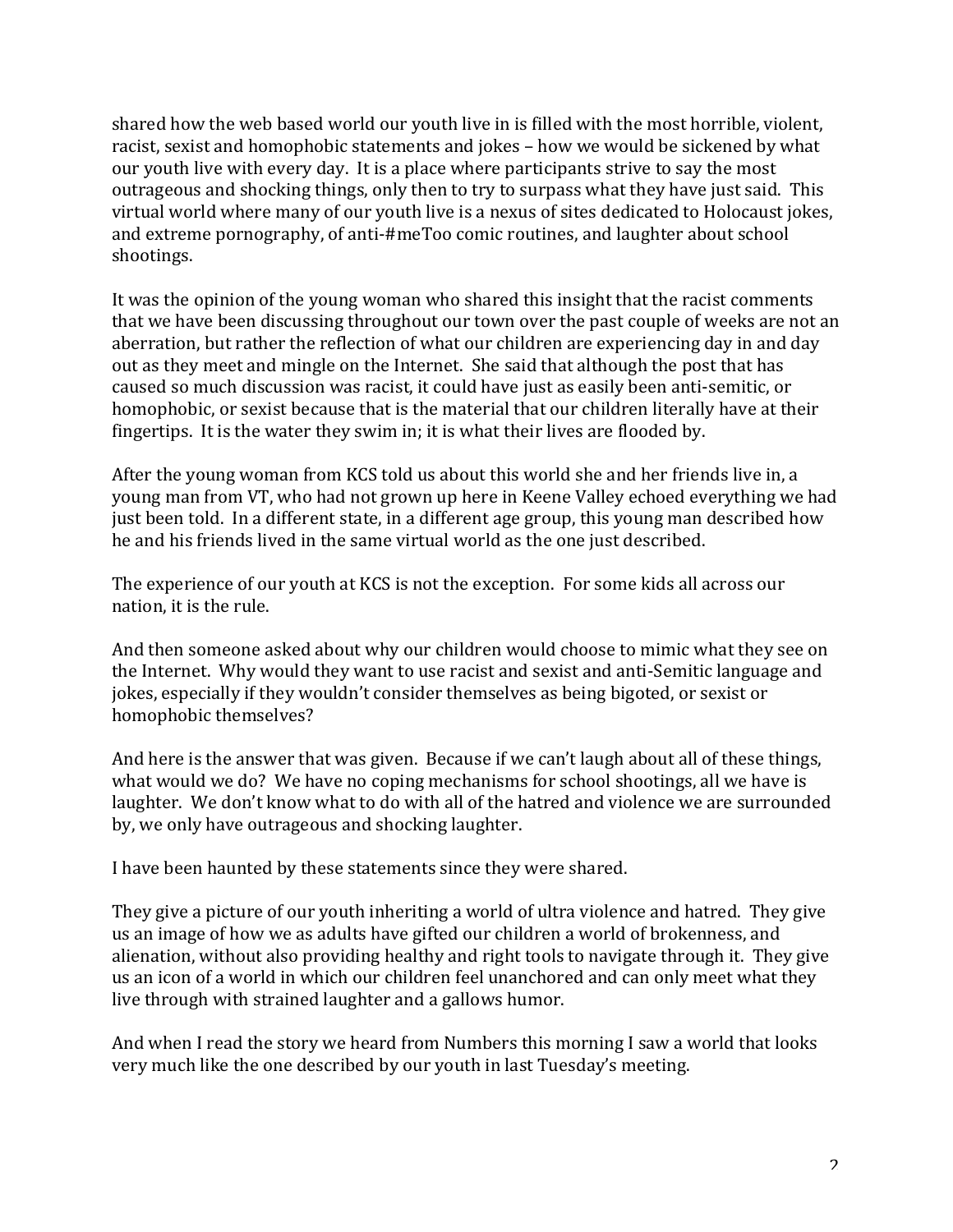shared how the web based world our youth live in is filled with the most horrible, violent, racist, sexist and homophobic statements and jokes – how we would be sickened by what our youth live with every day. It is a place where participants strive to say the most outrageous and shocking things, only then to try to surpass what they have just said. This virtual world where many of our youth live is a nexus of sites dedicated to Holocaust jokes, and extreme pornography, of anti-#meToo comic routines, and laughter about school shootings.

It was the opinion of the young woman who shared this insight that the racist comments that we have been discussing throughout our town over the past couple of weeks are not an aberration, but rather the reflection of what our children are experiencing day in and day out as they meet and mingle on the Internet. She said that although the post that has caused so much discussion was racist, it could have just as easily been anti-semitic, or homophobic, or sexist because that is the material that our children literally have at their fingertips. It is the water they swim in; it is what their lives are flooded by.

After the young woman from KCS told us about this world she and her friends live in, a young man from VT, who had not grown up here in Keene Valley echoed everything we had just been told. In a different state, in a different age group, this young man described how he and his friends lived in the same virtual world as the one just described.

The experience of our youth at KCS is not the exception. For some kids all across our nation, it is the rule.

And then someone asked about why our children would choose to mimic what they see on the Internet. Why would they want to use racist and sexist and anti-Semitic language and jokes, especially if they wouldn't consider themselves as being bigoted, or sexist or homophobic themselves?

And here is the answer that was given. Because if we can't laugh about all of these things, what would we do? We have no coping mechanisms for school shootings, all we have is laughter. We don't know what to do with all of the hatred and violence we are surrounded by, we only have outrageous and shocking laughter.

I have been haunted by these statements since they were shared.

They give a picture of our youth inheriting a world of ultra violence and hatred. They give us an image of how we as adults have gifted our children a world of brokenness, and alienation, without also providing healthy and right tools to navigate through it. They give us an icon of a world in which our children feel unanchored and can only meet what they live through with strained laughter and a gallows humor.

And when I read the story we heard from Numbers this morning I saw a world that looks very much like the one described by our youth in last Tuesday's meeting.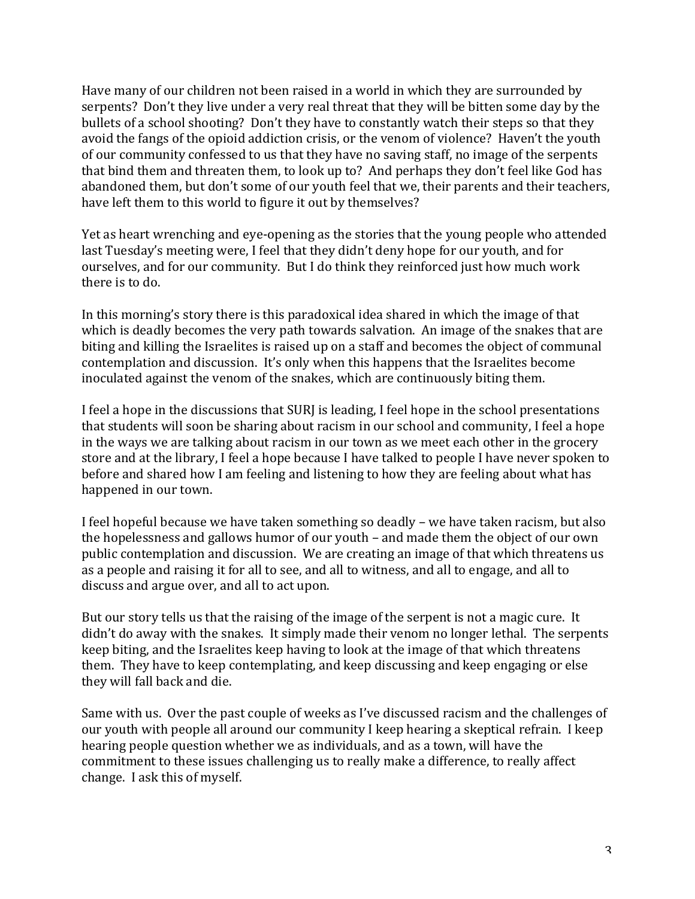Have many of our children not been raised in a world in which they are surrounded by serpents? Don't they live under a very real threat that they will be bitten some day by the bullets of a school shooting? Don't they have to constantly watch their steps so that they avoid the fangs of the opioid addiction crisis, or the venom of violence? Haven't the youth of our community confessed to us that they have no saving staff, no image of the serpents that bind them and threaten them, to look up to? And perhaps they don't feel like God has abandoned them, but don't some of our youth feel that we, their parents and their teachers, have left them to this world to figure it out by themselves?

Yet as heart wrenching and eye-opening as the stories that the young people who attended last Tuesday's meeting were, I feel that they didn't deny hope for our youth, and for ourselves, and for our community. But I do think they reinforced just how much work there is to do.

In this morning's story there is this paradoxical idea shared in which the image of that which is deadly becomes the very path towards salvation. An image of the snakes that are biting and killing the Israelites is raised up on a staff and becomes the object of communal contemplation and discussion. It's only when this happens that the Israelites become inoculated against the venom of the snakes, which are continuously biting them.

I feel a hope in the discussions that SURJ is leading, I feel hope in the school presentations that students will soon be sharing about racism in our school and community, I feel a hope in the ways we are talking about racism in our town as we meet each other in the grocery store and at the library, I feel a hope because I have talked to people I have never spoken to before and shared how I am feeling and listening to how they are feeling about what has happened in our town.

I feel hopeful because we have taken something so deadly – we have taken racism, but also the hopelessness and gallows humor of our youth – and made them the object of our own public contemplation and discussion. We are creating an image of that which threatens us as a people and raising it for all to see, and all to witness, and all to engage, and all to discuss and argue over, and all to act upon.

But our story tells us that the raising of the image of the serpent is not a magic cure. It didn't do away with the snakes. It simply made their venom no longer lethal. The serpents keep biting, and the Israelites keep having to look at the image of that which threatens them. They have to keep contemplating, and keep discussing and keep engaging or else they will fall back and die.

Same with us. Over the past couple of weeks as I've discussed racism and the challenges of our youth with people all around our community I keep hearing a skeptical refrain. I keep hearing people question whether we as individuals, and as a town, will have the commitment to these issues challenging us to really make a difference, to really affect change. I ask this of myself.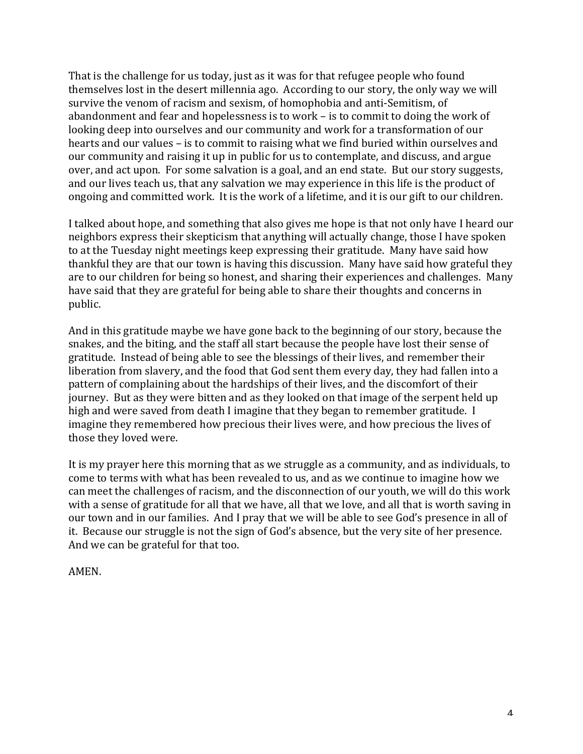That is the challenge for us today, just as it was for that refugee people who found themselves lost in the desert millennia ago. According to our story, the only way we will survive the venom of racism and sexism, of homophobia and anti-Semitism, of abandonment and fear and hopelessness is to work – is to commit to doing the work of looking deep into ourselves and our community and work for a transformation of our hearts and our values – is to commit to raising what we find buried within ourselves and our community and raising it up in public for us to contemplate, and discuss, and argue over, and act upon. For some salvation is a goal, and an end state. But our story suggests, and our lives teach us, that any salvation we may experience in this life is the product of ongoing and committed work. It is the work of a lifetime, and it is our gift to our children.

I talked about hope, and something that also gives me hope is that not only have I heard our neighbors express their skepticism that anything will actually change, those I have spoken to at the Tuesday night meetings keep expressing their gratitude. Many have said how thankful they are that our town is having this discussion. Many have said how grateful they are to our children for being so honest, and sharing their experiences and challenges. Many have said that they are grateful for being able to share their thoughts and concerns in public.

And in this gratitude maybe we have gone back to the beginning of our story, because the snakes, and the biting, and the staff all start because the people have lost their sense of gratitude. Instead of being able to see the blessings of their lives, and remember their liberation from slavery, and the food that God sent them every day, they had fallen into a pattern of complaining about the hardships of their lives, and the discomfort of their journey. But as they were bitten and as they looked on that image of the serpent held up high and were saved from death I imagine that they began to remember gratitude. I imagine they remembered how precious their lives were, and how precious the lives of those they loved were.

It is my prayer here this morning that as we struggle as a community, and as individuals, to come to terms with what has been revealed to us, and as we continue to imagine how we can meet the challenges of racism, and the disconnection of our youth, we will do this work with a sense of gratitude for all that we have, all that we love, and all that is worth saving in our town and in our families. And I pray that we will be able to see God's presence in all of it. Because our struggle is not the sign of God's absence, but the very site of her presence. And we can be grateful for that too.

AMEN.